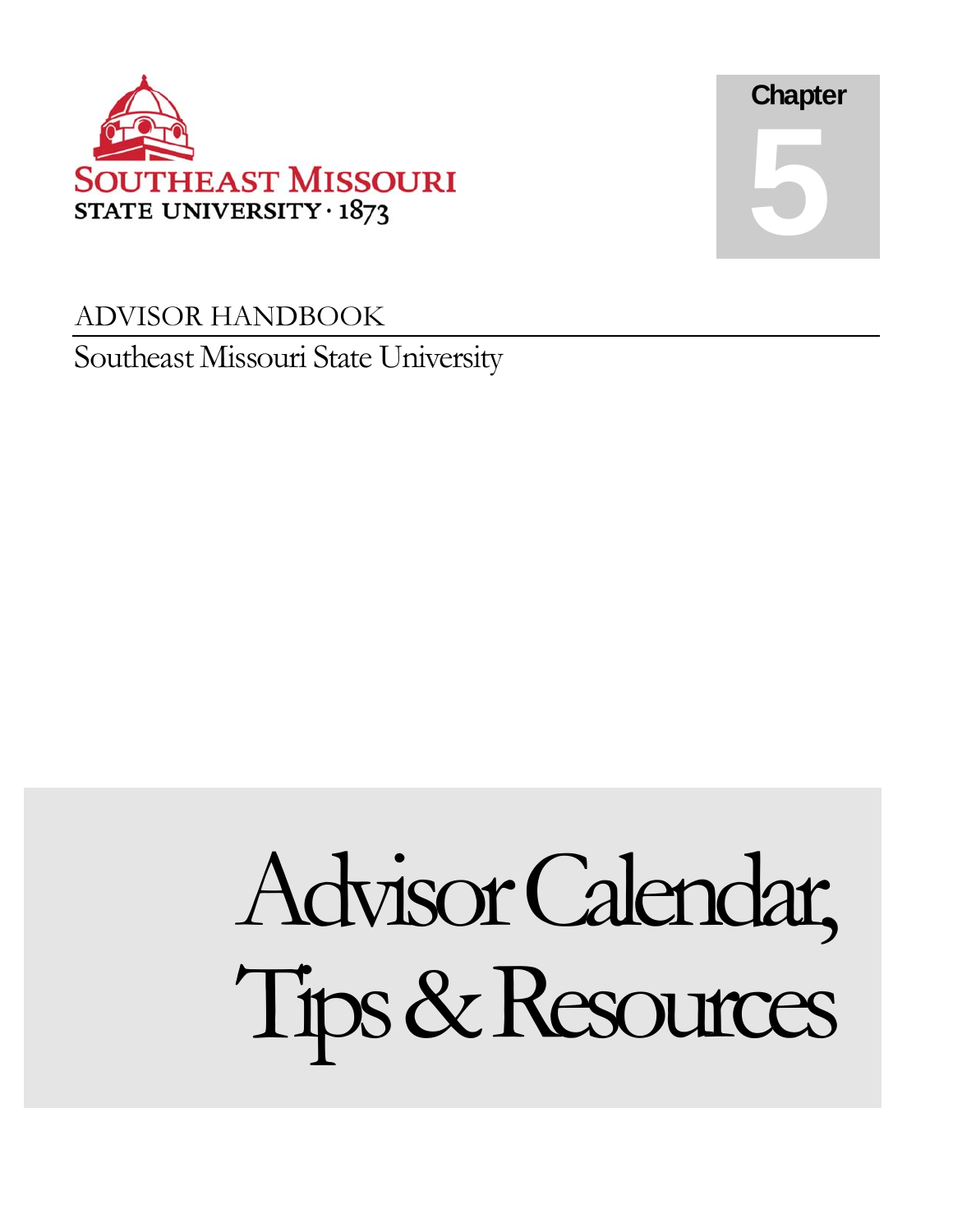SOUTHEAST MISSOURI STATE UNIVERSITY · 1873

Chapter

5

ADVISOR HANDBOOK

Southeast Missouri State University

# Advisor Calendar, Tips & Resources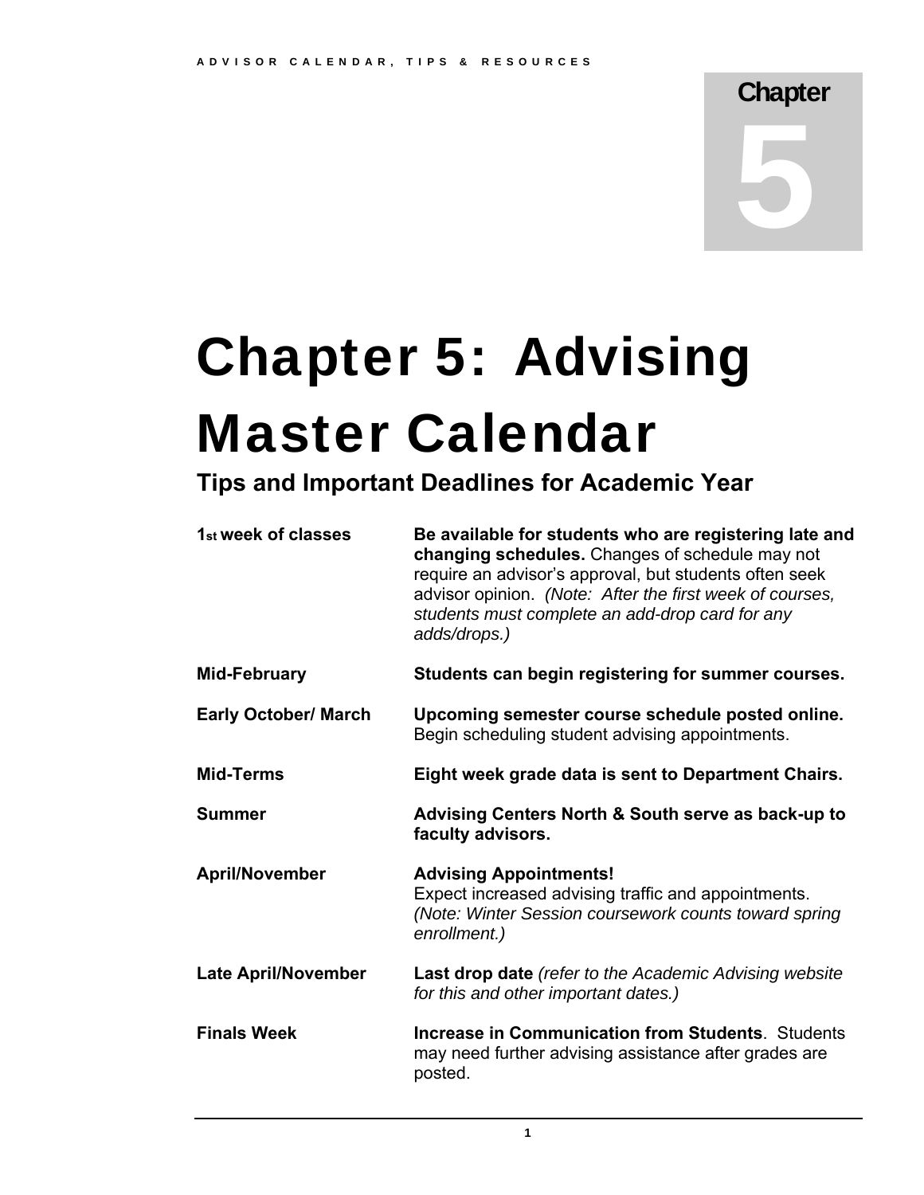Chapter

5

# Chapter 5: Advising Master Calendar

## Tips and Important Deadlines for Academic Year

| | |
|---|---|
| **1st week of classes** | **Be available for students who are registering late and changing schedules.** Changes of schedule may not require an advisor's approval, but students often seek advisor opinion. *(Note: After the first week of courses, students must complete an add-drop card for any adds/drops.)* |
| **Mid-February** | **Students can begin registering for summer courses.** |
| **Early October/ March** | **Upcoming semester course schedule posted online.** Begin scheduling student advising appointments. |
| **Mid-Terms** | **Eight week grade data is sent to Department Chairs.** |
| **Summer** | **Advising Centers North & South serve as back-up to faculty advisors.** |
| **April/November** | **Advising Appointments!** Expect increased advising traffic and appointments. *(Note: Winter Session coursework counts toward spring enrollment.)* |
| **Late April/November** | **Last drop date** *(refer to the Academic Advising website for this and other important dates.)* |
| **Finals Week** | **Increase in Communication from Students**. Students may need further advising assistance after grades are posted. |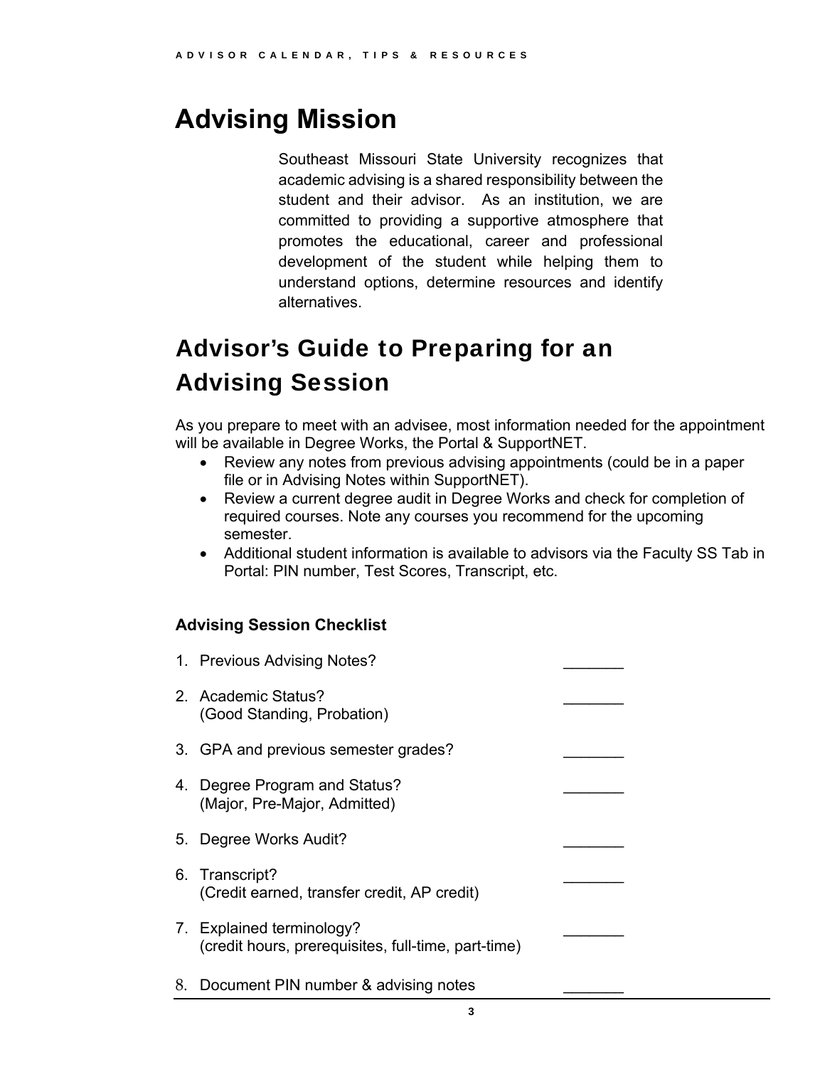# Advising Mission

Southeast Missouri State University recognizes that academic advising is a shared responsibility between the student and their advisor. As an institution, we are committed to providing a supportive atmosphere that promotes the educational, career and professional development of the student while helping them to understand options, determine resources and identify alternatives.

# Advisor's Guide to Preparing for an Advising Session

As you prepare to meet with an advisee, most information needed for the appointment will be available in Degree Works, the Portal & SupportNET.

- Review any notes from previous advising appointments (could be in a paper file or in Advising Notes within SupportNET).
- Review a current degree audit in Degree Works and check for completion of required courses. Note any courses you recommend for the upcoming semester.
- Additional student information is available to advisors via the Faculty SS Tab in Portal: PIN number, Test Scores, Transcript, etc.

### Advising Session Checklist

1. Previous Advising Notes? _______
2. Academic Status? _______
   (Good Standing, Probation)
3. GPA and previous semester grades? _______
4. Degree Program and Status? _______
   (Major, Pre-Major, Admitted)
5. Degree Works Audit? _______
6. Transcript? _______
   (Credit earned, transfer credit, AP credit)
7. Explained terminology? _______
   (credit hours, prerequisites, full-time, part-time)
8. Document PIN number & advising notes _______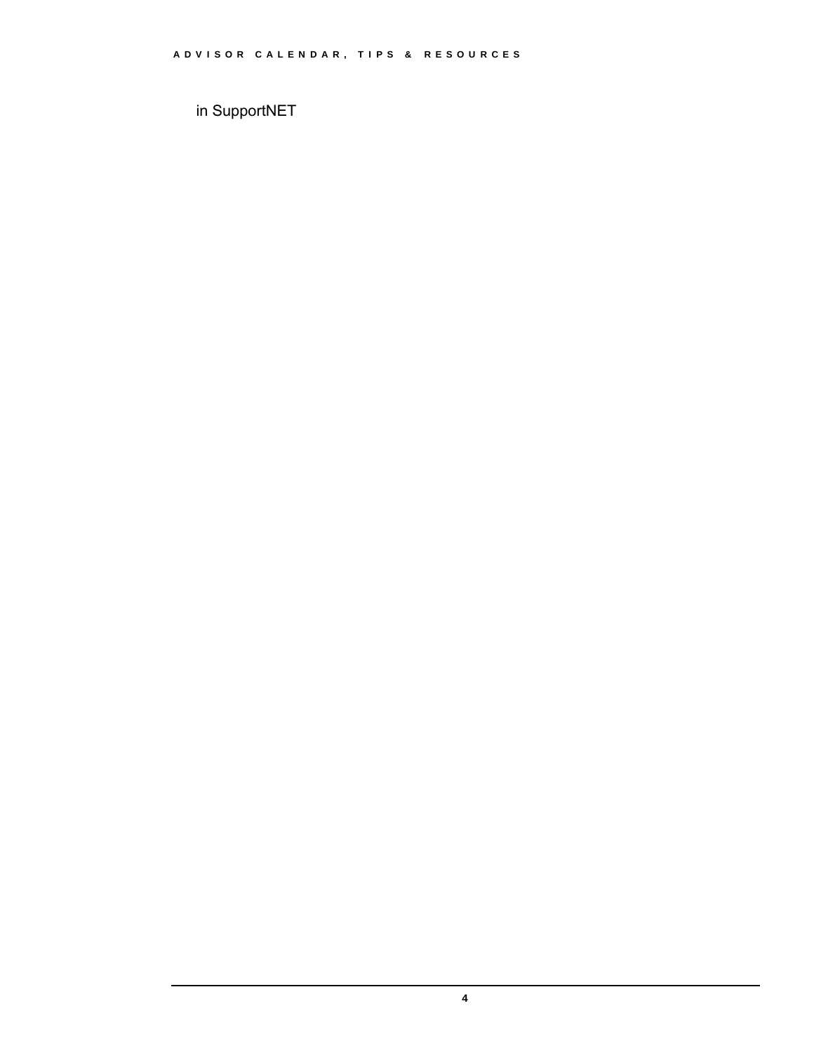in SupportNET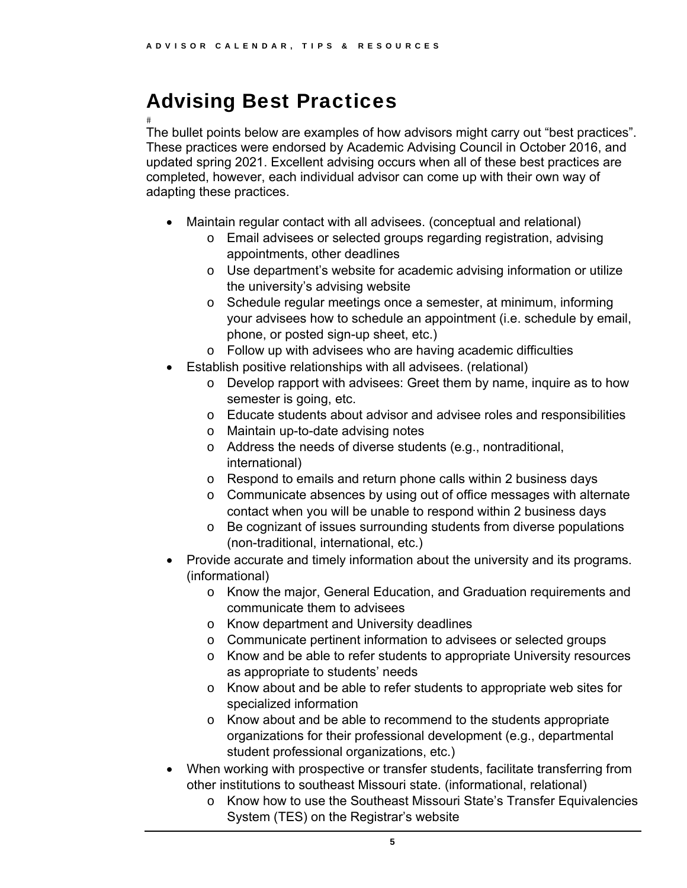# Advising Best Practices

#

The bullet points below are examples of how advisors might carry out “best practices”. These practices were endorsed by Academic Advising Council in October 2016, and updated spring 2021. Excellent advising occurs when all of these best practices are completed, however, each individual advisor can come up with their own way of adapting these practices.

- Maintain regular contact with all advisees. (conceptual and relational)
  - Email advisees or selected groups regarding registration, advising appointments, other deadlines
  - Use department’s website for academic advising information or utilize the university’s advising website
  - Schedule regular meetings once a semester, at minimum, informing your advisees how to schedule an appointment (i.e. schedule by email, phone, or posted sign-up sheet, etc.)
  - Follow up with advisees who are having academic difficulties
- Establish positive relationships with all advisees. (relational)
  - Develop rapport with advisees: Greet them by name, inquire as to how semester is going, etc.
  - Educate students about advisor and advisee roles and responsibilities
  - Maintain up-to-date advising notes
  - Address the needs of diverse students (e.g., nontraditional, international)
  - Respond to emails and return phone calls within 2 business days
  - Communicate absences by using out of office messages with alternate contact when you will be unable to respond within 2 business days
  - Be cognizant of issues surrounding students from diverse populations (non-traditional, international, etc.)
- Provide accurate and timely information about the university and its programs. (informational)
  - Know the major, General Education, and Graduation requirements and communicate them to advisees
  - Know department and University deadlines
  - Communicate pertinent information to advisees or selected groups
  - Know and be able to refer students to appropriate University resources as appropriate to students’ needs
  - Know about and be able to refer students to appropriate web sites for specialized information
  - Know about and be able to recommend to the students appropriate organizations for their professional development (e.g., departmental student professional organizations, etc.)
- When working with prospective or transfer students, facilitate transferring from other institutions to southeast Missouri state. (informational, relational)
  - Know how to use the Southeast Missouri State’s Transfer Equivalencies System (TES) on the Registrar’s website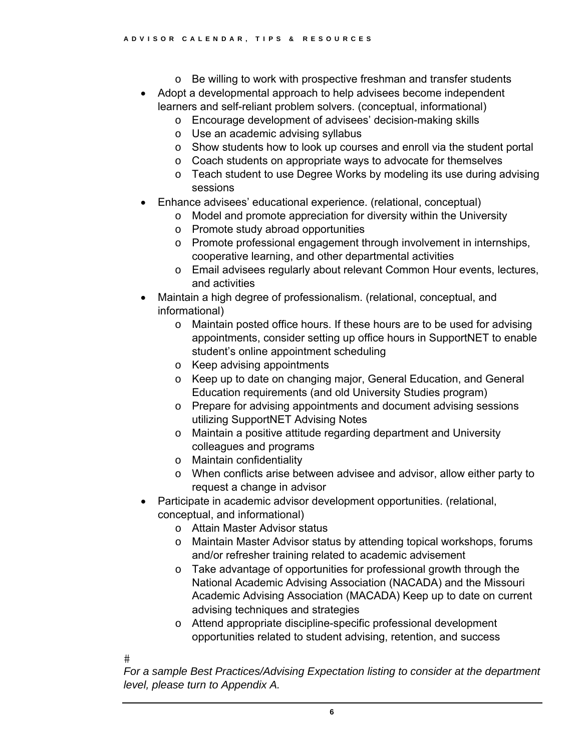- Be willing to work with prospective freshman and transfer students
- Adopt a developmental approach to help advisees become independent learners and self-reliant problem solvers. (conceptual, informational)
  - Encourage development of advisees' decision-making skills
  - Use an academic advising syllabus
  - Show students how to look up courses and enroll via the student portal
  - Coach students on appropriate ways to advocate for themselves
  - Teach student to use Degree Works by modeling its use during advising sessions
- Enhance advisees' educational experience. (relational, conceptual)
  - Model and promote appreciation for diversity within the University
  - Promote study abroad opportunities
  - Promote professional engagement through involvement in internships, cooperative learning, and other departmental activities
  - Email advisees regularly about relevant Common Hour events, lectures, and activities
- Maintain a high degree of professionalism. (relational, conceptual, and informational)
  - Maintain posted office hours. If these hours are to be used for advising appointments, consider setting up office hours in SupportNET to enable student's online appointment scheduling
  - Keep advising appointments
  - Keep up to date on changing major, General Education, and General Education requirements (and old University Studies program)
  - Prepare for advising appointments and document advising sessions utilizing SupportNET Advising Notes
  - Maintain a positive attitude regarding department and University colleagues and programs
  - Maintain confidentiality
  - When conflicts arise between advisee and advisor, allow either party to request a change in advisor
- Participate in academic advisor development opportunities. (relational, conceptual, and informational)
  - Attain Master Advisor status
  - Maintain Master Advisor status by attending topical workshops, forums and/or refresher training related to academic advisement
  - Take advantage of opportunities for professional growth through the National Academic Advising Association (NACADA) and the Missouri Academic Advising Association (MACADA) Keep up to date on current advising techniques and strategies
  - Attend appropriate discipline-specific professional development opportunities related to student advising, retention, and success

#

*For a sample Best Practices/Advising Expectation listing to consider at the department level, please turn to Appendix A.*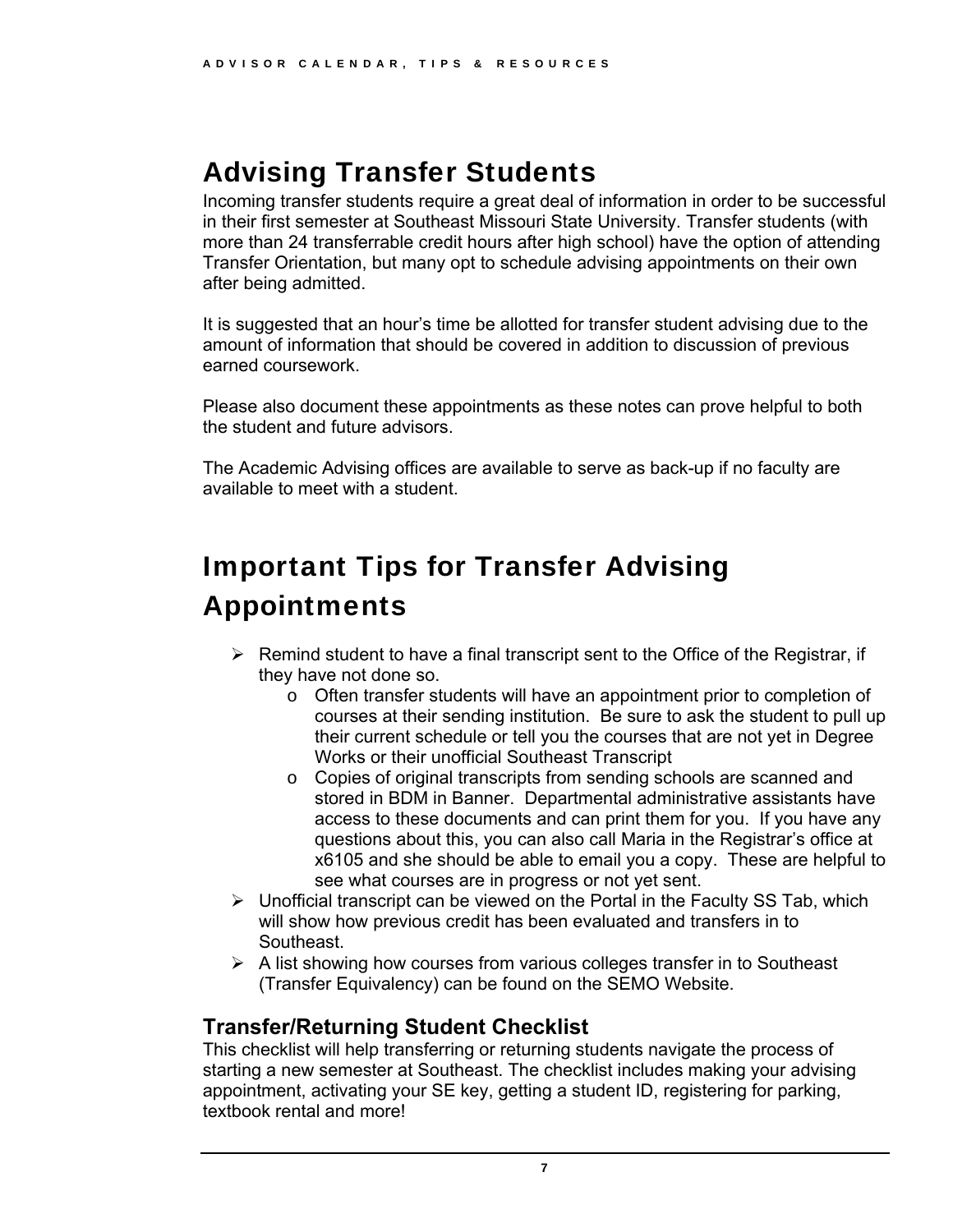# Advising Transfer Students

Incoming transfer students require a great deal of information in order to be successful in their first semester at Southeast Missouri State University. Transfer students (with more than 24 transferrable credit hours after high school) have the option of attending Transfer Orientation, but many opt to schedule advising appointments on their own after being admitted.

It is suggested that an hour's time be allotted for transfer student advising due to the amount of information that should be covered in addition to discussion of previous earned coursework.

Please also document these appointments as these notes can prove helpful to both the student and future advisors.

The Academic Advising offices are available to serve as back-up if no faculty are available to meet with a student.

# Important Tips for Transfer Advising Appointments

- Remind student to have a final transcript sent to the Office of the Registrar, if they have not done so.
  - Often transfer students will have an appointment prior to completion of courses at their sending institution. Be sure to ask the student to pull up their current schedule or tell you the courses that are not yet in Degree Works or their unofficial Southeast Transcript
  - Copies of original transcripts from sending schools are scanned and stored in BDM in Banner. Departmental administrative assistants have access to these documents and can print them for you. If you have any questions about this, you can also call Maria in the Registrar's office at x6105 and she should be able to email you a copy. These are helpful to see what courses are in progress or not yet sent.
- Unofficial transcript can be viewed on the Portal in the Faculty SS Tab, which will show how previous credit has been evaluated and transfers in to Southeast.
- A list showing how courses from various colleges transfer in to Southeast (Transfer Equivalency) can be found on the SEMO Website.

## Transfer/Returning Student Checklist

This checklist will help transferring or returning students navigate the process of starting a new semester at Southeast. The checklist includes making your advising appointment, activating your SE key, getting a student ID, registering for parking, textbook rental and more!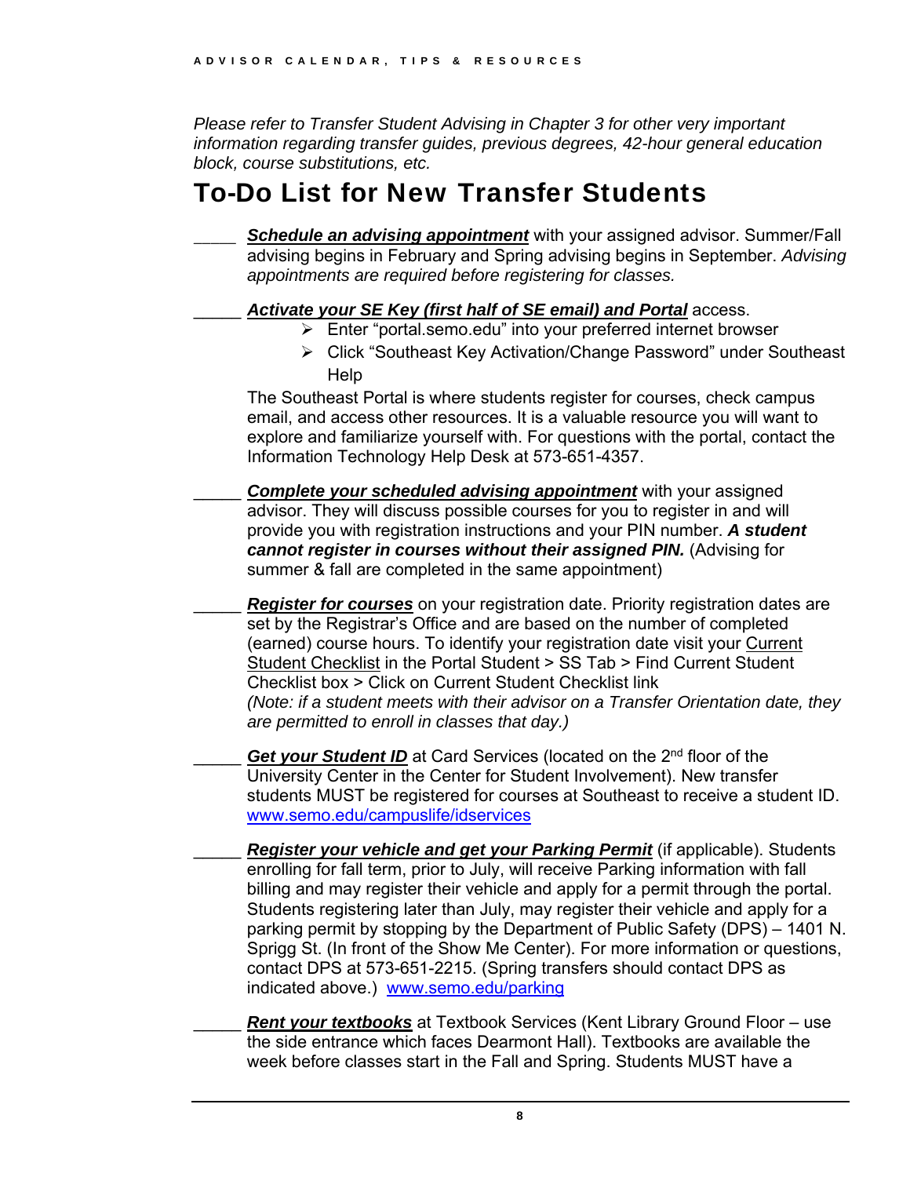*Please refer to Transfer Student Advising in Chapter 3 for other very important information regarding transfer guides, previous degrees, 42-hour general education block, course substitutions, etc.*

# To-Do List for New Transfer Students

_____ ***Schedule an advising appointment*** with your assigned advisor. Summer/Fall advising begins in February and Spring advising begins in September. *Advising appointments are required before registering for classes.*

_____ ***Activate your SE Key (first half of SE email) and Portal*** access.

- Enter "portal.semo.edu" into your preferred internet browser
- Click "Southeast Key Activation/Change Password" under Southeast Help

The Southeast Portal is where students register for courses, check campus email, and access other resources. It is a valuable resource you will want to explore and familiarize yourself with. For questions with the portal, contact the Information Technology Help Desk at 573-651-4357.

_____ ***Complete your scheduled advising appointment*** with your assigned advisor. They will discuss possible courses for you to register in and will provide you with registration instructions and your PIN number. ***A student cannot register in courses without their assigned PIN.*** (Advising for summer & fall are completed in the same appointment)

_____ ***Register for courses*** on your registration date. Priority registration dates are set by the Registrar's Office and are based on the number of completed (earned) course hours. To identify your registration date visit your Current Student Checklist in the Portal Student > SS Tab > Find Current Student Checklist box > Click on Current Student Checklist link
*(Note: if a student meets with their advisor on a Transfer Orientation date, they are permitted to enroll in classes that day.)*

_____ ***Get your Student ID*** at Card Services (located on the 2nd floor of the University Center in the Center for Student Involvement). New transfer students MUST be registered for courses at Southeast to receive a student ID. www.semo.edu/campuslife/idservices

_____ ***Register your vehicle and get your Parking Permit*** (if applicable). Students enrolling for fall term, prior to July, will receive Parking information with fall billing and may register their vehicle and apply for a permit through the portal. Students registering later than July, may register their vehicle and apply for a parking permit by stopping by the Department of Public Safety (DPS) – 1401 N. Sprigg St. (In front of the Show Me Center). For more information or questions, contact DPS at 573-651-2215. (Spring transfers should contact DPS as indicated above.) www.semo.edu/parking

_____ ***Rent your textbooks*** at Textbook Services (Kent Library Ground Floor – use the side entrance which faces Dearmont Hall). Textbooks are available the week before classes start in the Fall and Spring. Students MUST have a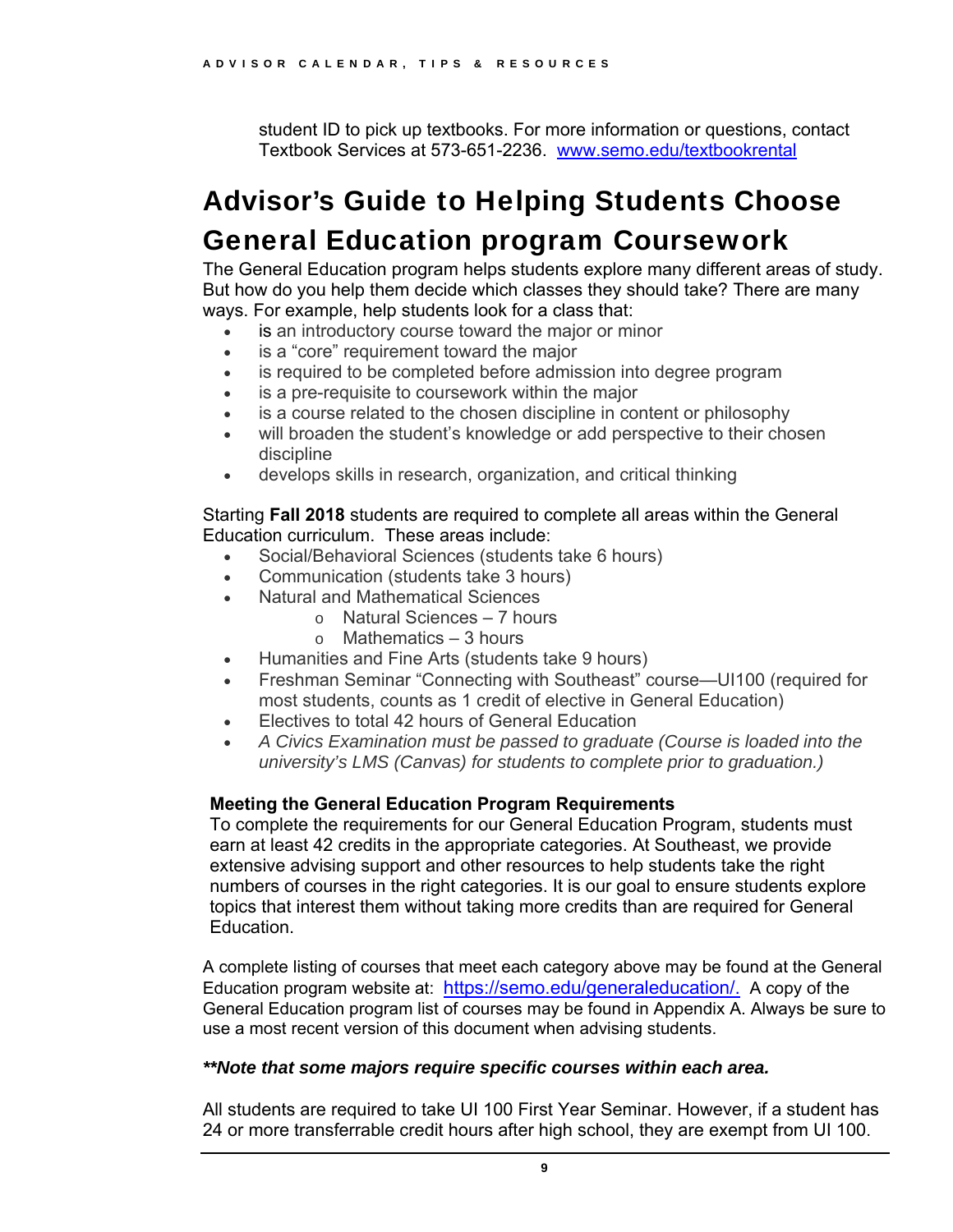student ID to pick up textbooks. For more information or questions, contact Textbook Services at 573-651-2236. [www.semo.edu/textbookrental](http://www.semo.edu/textbookrental)

# Advisor's Guide to Helping Students Choose General Education program Coursework

The General Education program helps students explore many different areas of study. But how do you help them decide which classes they should take? There are many ways. For example, help students look for a class that:

- is an introductory course toward the major or minor
- is a "core" requirement toward the major
- is required to be completed before admission into degree program
- is a pre-requisite to coursework within the major
- is a course related to the chosen discipline in content or philosophy
- will broaden the student's knowledge or add perspective to their chosen discipline
- develops skills in research, organization, and critical thinking

Starting **Fall 2018** students are required to complete all areas within the General Education curriculum. These areas include:

- Social/Behavioral Sciences (students take 6 hours)
- Communication (students take 3 hours)
- Natural and Mathematical Sciences
    - Natural Sciences – 7 hours
    - Mathematics – 3 hours
- Humanities and Fine Arts (students take 9 hours)
- Freshman Seminar "Connecting with Southeast" course—UI100 (required for most students, counts as 1 credit of elective in General Education)
- Electives to total 42 hours of General Education
- *A Civics Examination must be passed to graduate (Course is loaded into the university's LMS (Canvas) for students to complete prior to graduation.)*

**Meeting the General Education Program Requirements**

To complete the requirements for our General Education Program, students must earn at least 42 credits in the appropriate categories. At Southeast, we provide extensive advising support and other resources to help students take the right numbers of courses in the right categories. It is our goal to ensure students explore topics that interest them without taking more credits than are required for General Education.

A complete listing of courses that meet each category above may be found at the General Education program website at: [https://semo.edu/generaleducation/.](https://semo.edu/generaleducation/) A copy of the General Education program list of courses may be found in Appendix A. Always be sure to use a most recent version of this document when advising students.

***\*\*Note that some majors require specific courses within each area.***

All students are required to take UI 100 First Year Seminar. However, if a student has 24 or more transferrable credit hours after high school, they are exempt from UI 100.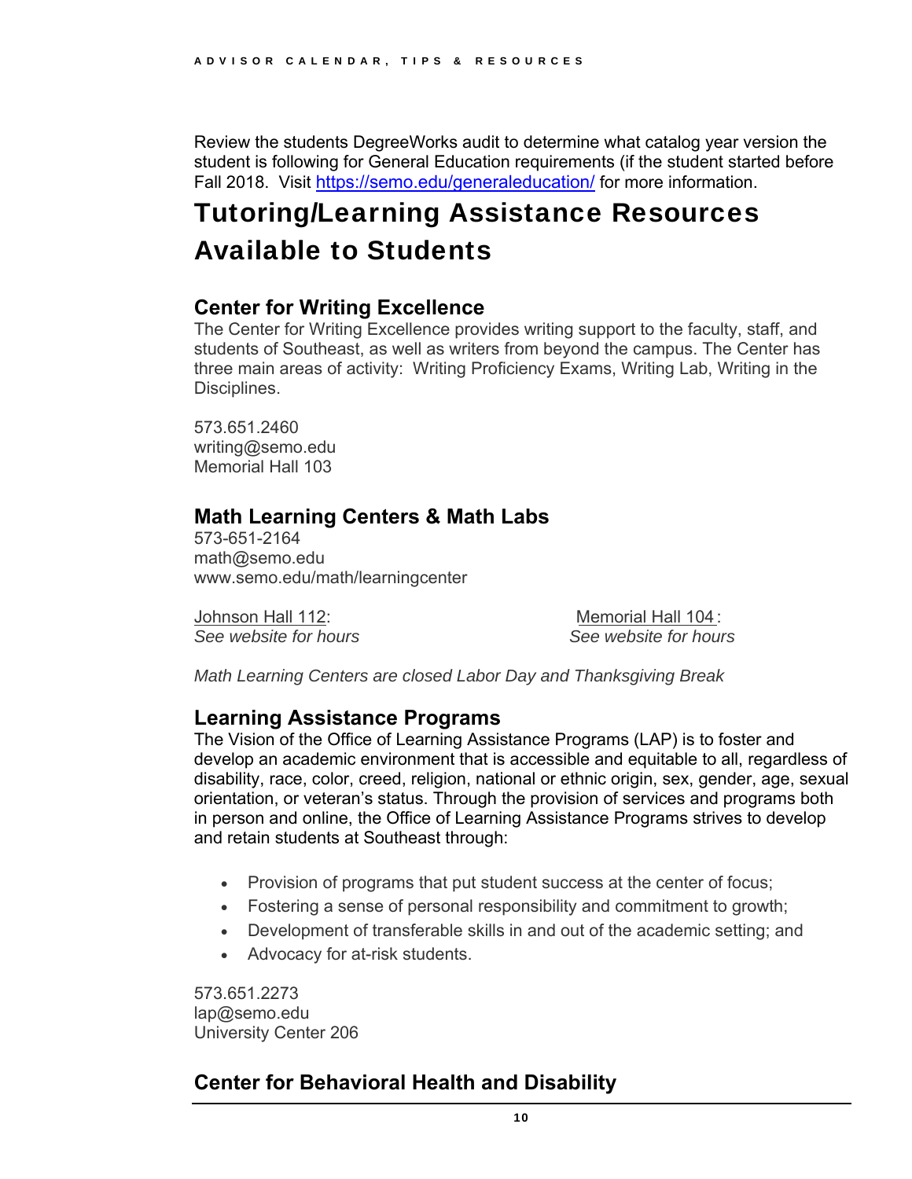Review the students DegreeWorks audit to determine what catalog year version the student is following for General Education requirements (if the student started before Fall 2018. Visit [https://semo.edu/generaleducation/](https://semo.edu/generaleducation/) for more information.

# Tutoring/Learning Assistance Resources Available to Students

## Center for Writing Excellence

The Center for Writing Excellence provides writing support to the faculty, staff, and students of Southeast, as well as writers from beyond the campus. The Center has three main areas of activity: Writing Proficiency Exams, Writing Lab, Writing in the Disciplines.

573.651.2460
writing@semo.edu
Memorial Hall 103

## Math Learning Centers & Math Labs

573-651-2164
math@semo.edu
www.semo.edu/math/learningcenter

Johnson Hall 112:
*See website for hours*

Memorial Hall 104:
*See website for hours*

*Math Learning Centers are closed Labor Day and Thanksgiving Break*

## Learning Assistance Programs

The Vision of the Office of Learning Assistance Programs (LAP) is to foster and develop an academic environment that is accessible and equitable to all, regardless of disability, race, color, creed, religion, national or ethnic origin, sex, gender, age, sexual orientation, or veteran's status. Through the provision of services and programs both in person and online, the Office of Learning Assistance Programs strives to develop and retain students at Southeast through:

- Provision of programs that put student success at the center of focus;
- Fostering a sense of personal responsibility and commitment to growth;
- Development of transferable skills in and out of the academic setting; and
- Advocacy for at-risk students.

573.651.2273
lap@semo.edu
University Center 206

## Center for Behavioral Health and Disability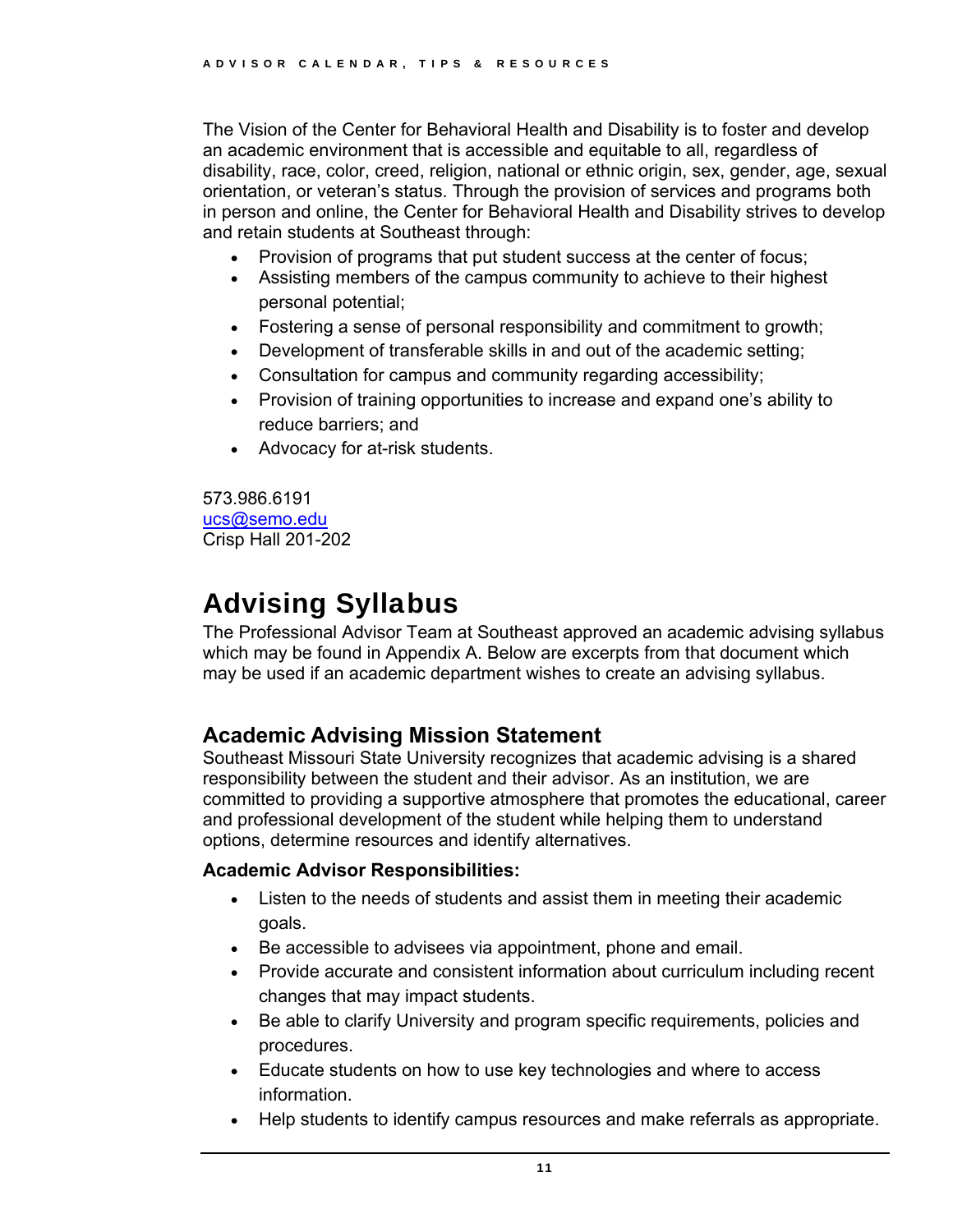The Vision of the Center for Behavioral Health and Disability is to foster and develop an academic environment that is accessible and equitable to all, regardless of disability, race, color, creed, religion, national or ethnic origin, sex, gender, age, sexual orientation, or veteran's status. Through the provision of services and programs both in person and online, the Center for Behavioral Health and Disability strives to develop and retain students at Southeast through:

- Provision of programs that put student success at the center of focus;
- Assisting members of the campus community to achieve to their highest personal potential;
- Fostering a sense of personal responsibility and commitment to growth;
- Development of transferable skills in and out of the academic setting;
- Consultation for campus and community regarding accessibility;
- Provision of training opportunities to increase and expand one's ability to reduce barriers; and
- Advocacy for at-risk students.

573.986.6191
ucs@semo.edu
Crisp Hall 201-202

# Advising Syllabus

The Professional Advisor Team at Southeast approved an academic advising syllabus which may be found in Appendix A. Below are excerpts from that document which may be used if an academic department wishes to create an advising syllabus.

## Academic Advising Mission Statement

Southeast Missouri State University recognizes that academic advising is a shared responsibility between the student and their advisor. As an institution, we are committed to providing a supportive atmosphere that promotes the educational, career and professional development of the student while helping them to understand options, determine resources and identify alternatives.

**Academic Advisor Responsibilities:**

- Listen to the needs of students and assist them in meeting their academic goals.
- Be accessible to advisees via appointment, phone and email.
- Provide accurate and consistent information about curriculum including recent changes that may impact students.
- Be able to clarify University and program specific requirements, policies and procedures.
- Educate students on how to use key technologies and where to access information.
- Help students to identify campus resources and make referrals as appropriate.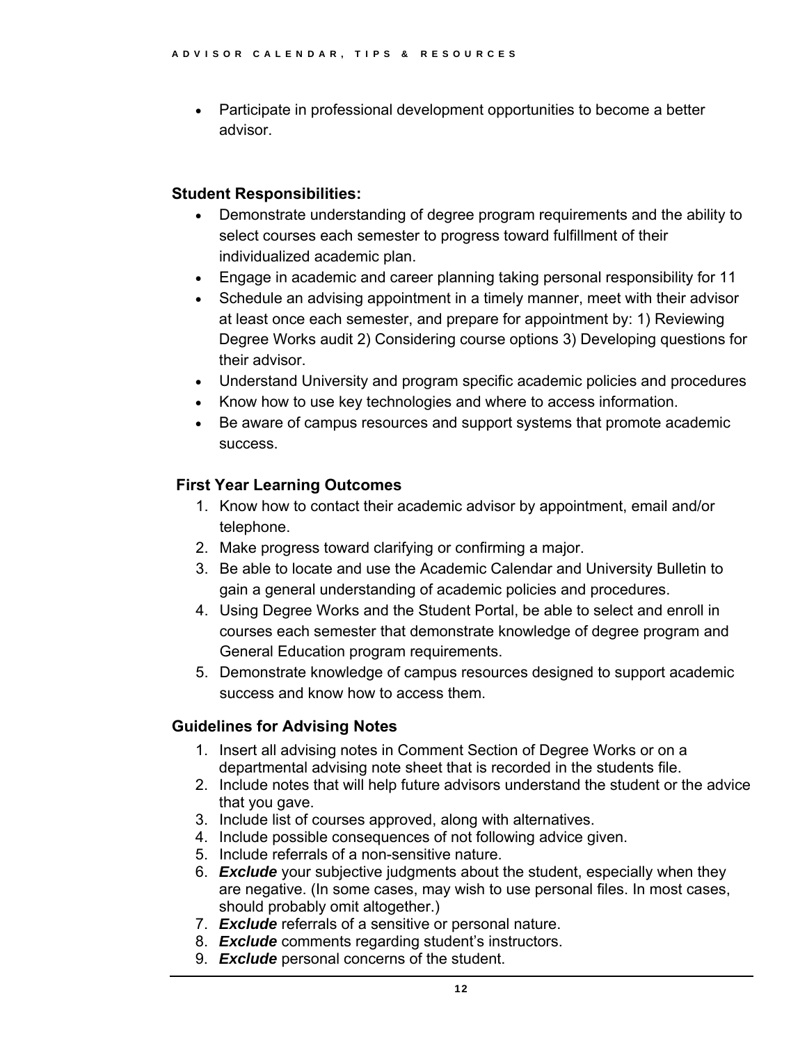- Participate in professional development opportunities to become a better advisor.

### Student Responsibilities:

- Demonstrate understanding of degree program requirements and the ability to select courses each semester to progress toward fulfillment of their individualized academic plan.
- Engage in academic and career planning taking personal responsibility for 11
- Schedule an advising appointment in a timely manner, meet with their advisor at least once each semester, and prepare for appointment by: 1) Reviewing Degree Works audit 2) Considering course options 3) Developing questions for their advisor.
- Understand University and program specific academic policies and procedures
- Know how to use key technologies and where to access information.
- Be aware of campus resources and support systems that promote academic success.

### First Year Learning Outcomes

1. Know how to contact their academic advisor by appointment, email and/or telephone.
2. Make progress toward clarifying or confirming a major.
3. Be able to locate and use the Academic Calendar and University Bulletin to gain a general understanding of academic policies and procedures.
4. Using Degree Works and the Student Portal, be able to select and enroll in courses each semester that demonstrate knowledge of degree program and General Education program requirements.
5. Demonstrate knowledge of campus resources designed to support academic success and know how to access them.

### Guidelines for Advising Notes

1. Insert all advising notes in Comment Section of Degree Works or on a departmental advising note sheet that is recorded in the students file.
2. Include notes that will help future advisors understand the student or the advice that you gave.
3. Include list of courses approved, along with alternatives.
4. Include possible consequences of not following advice given.
5. Include referrals of a non-sensitive nature.
6. ***Exclude*** your subjective judgments about the student, especially when they are negative. (In some cases, may wish to use personal files. In most cases, should probably omit altogether.)
7. ***Exclude*** referrals of a sensitive or personal nature.
8. ***Exclude*** comments regarding student's instructors.
9. ***Exclude*** personal concerns of the student.